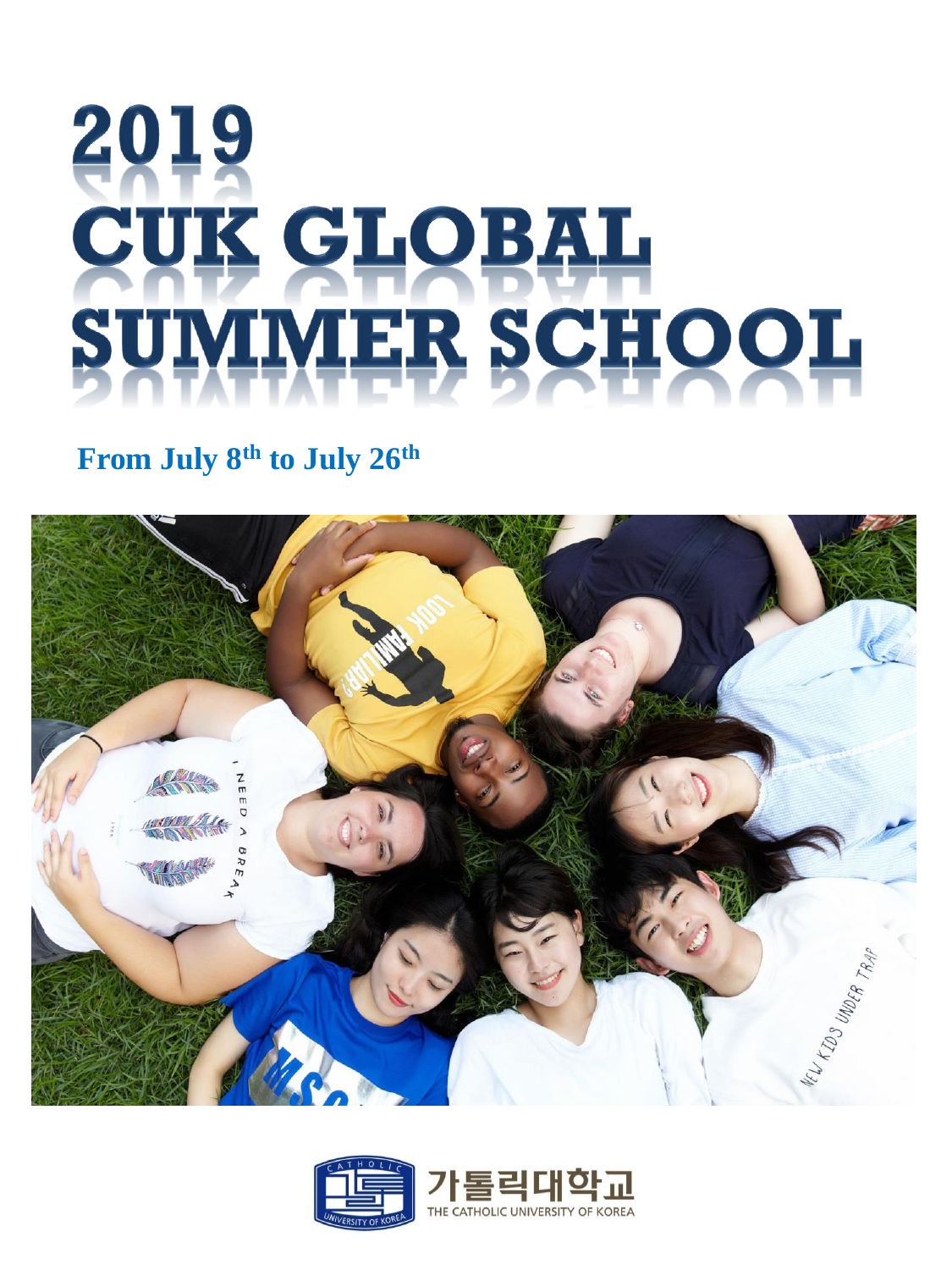# 2019 CUK GLOBAL SUMMER SCHOOL

**From July 8th to July 26th**

가톨릭대학교

THE CATHOLIC UNIVERSITY OF KOREA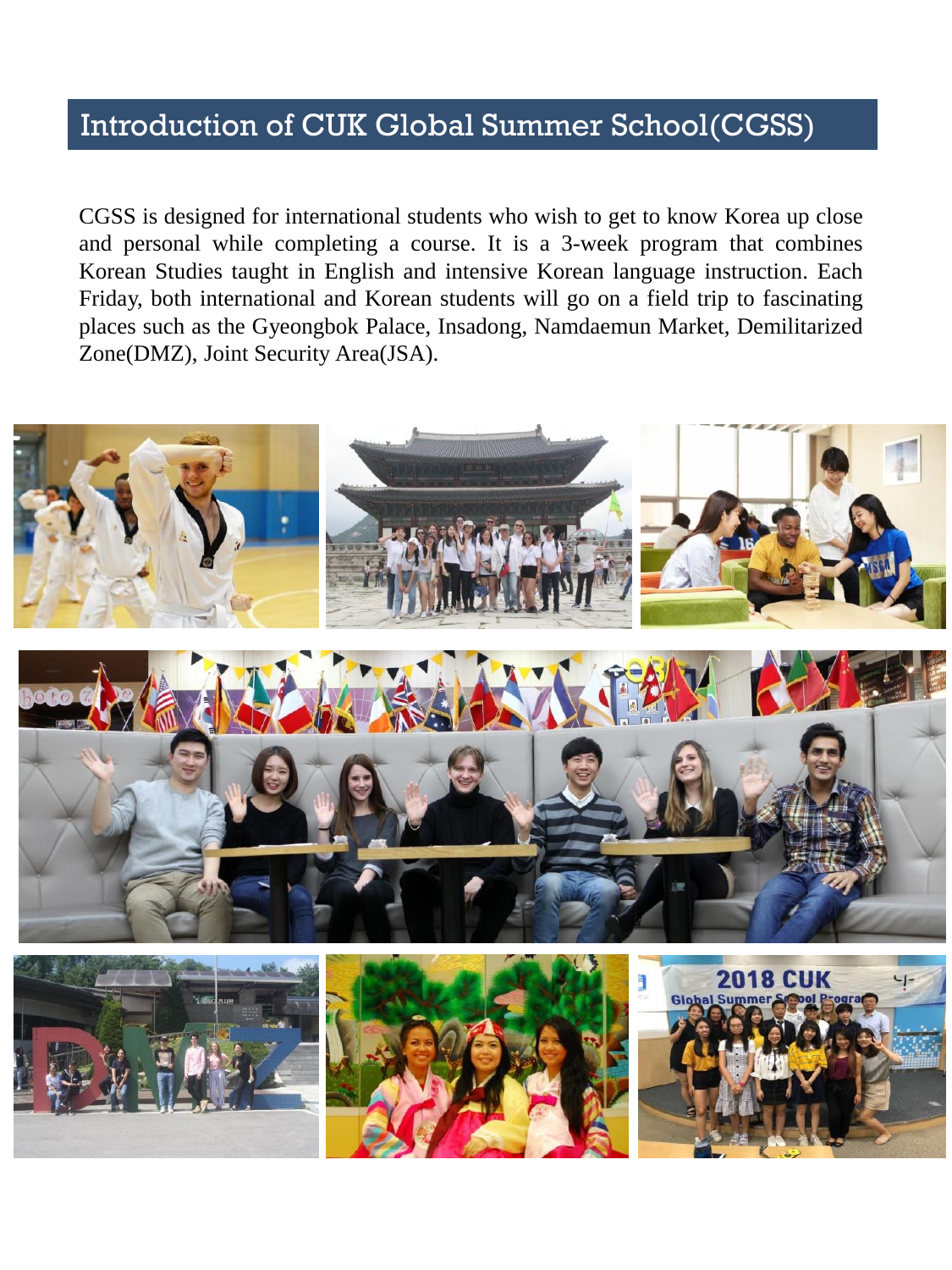# Introduction of CUK Global Summer School(CGSS)

CGSS is designed for international students who wish to get to know Korea up close and personal while completing a course. It is a 3-week program that combines Korean Studies taught in English and intensive Korean language instruction. Each Friday, both international and Korean students will go on a field trip to fascinating places such as the Gyeongbok Palace, Insadong, Namdaemun Market, Demilitarized Zone(DMZ), Joint Security Area(JSA).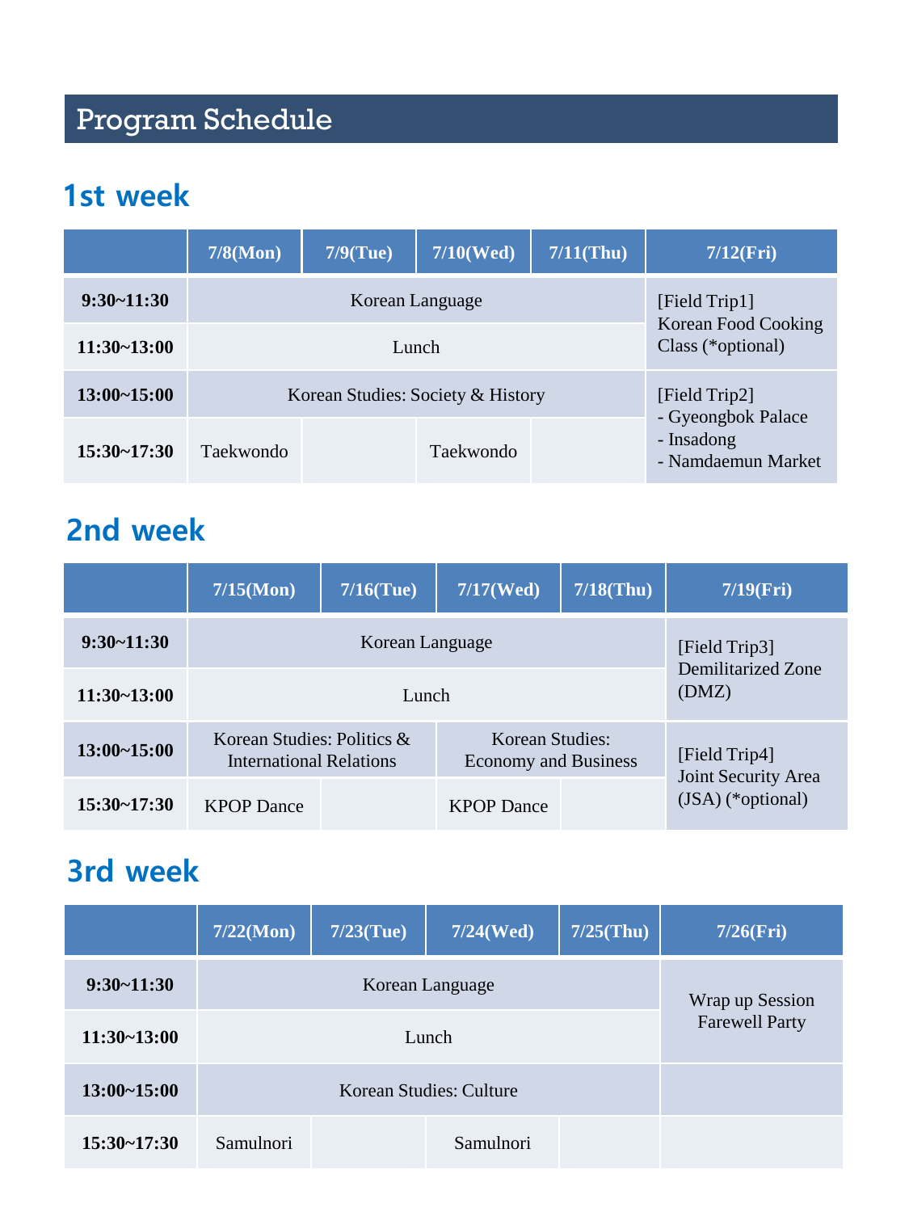# Program Schedule

## 1st week

| | 7/8(Mon) | 7/9(Tue) | 7/10(Wed) | 7/11(Thu) | 7/12(Fri) |
|---|---|---|---|---|---|
| 9:30~11:30 | Korean Language | | | | [Field Trip1] Korean Food Cooking Class (*optional) |
| 11:30~13:00 | Lunch | | | | |
| 13:00~15:00 | Korean Studies: Society & History | | | | [Field Trip2] - Gyeongbok Palace - Insadong - Namdaemun Market |
| 15:30~17:30 | Taekwondo | | Taekwondo | | |

## 2nd week

| | 7/15(Mon) | 7/16(Tue) | 7/17(Wed) | 7/18(Thu) | 7/19(Fri) |
|---|---|---|---|---|---|
| 9:30~11:30 | Korean Language | | | | [Field Trip3] Demilitarized Zone (DMZ) |
| 11:30~13:00 | Lunch | | | | |
| 13:00~15:00 | Korean Studies: Politics & International Relations | | Korean Studies: Economy and Business | | [Field Trip4] Joint Security Area (JSA) (*optional) |
| 15:30~17:30 | KPOP Dance | | KPOP Dance | | |

## 3rd week

| | 7/22(Mon) | 7/23(Tue) | 7/24(Wed) | 7/25(Thu) | 7/26(Fri) |
|---|---|---|---|---|---|
| 9:30~11:30 | Korean Language | | | | Wrap up Session Farewell Party |
| 11:30~13:00 | Lunch | | | | |
| 13:00~15:00 | Korean Studies: Culture | | | | |
| 15:30~17:30 | Samulnori | | Samulnori | | |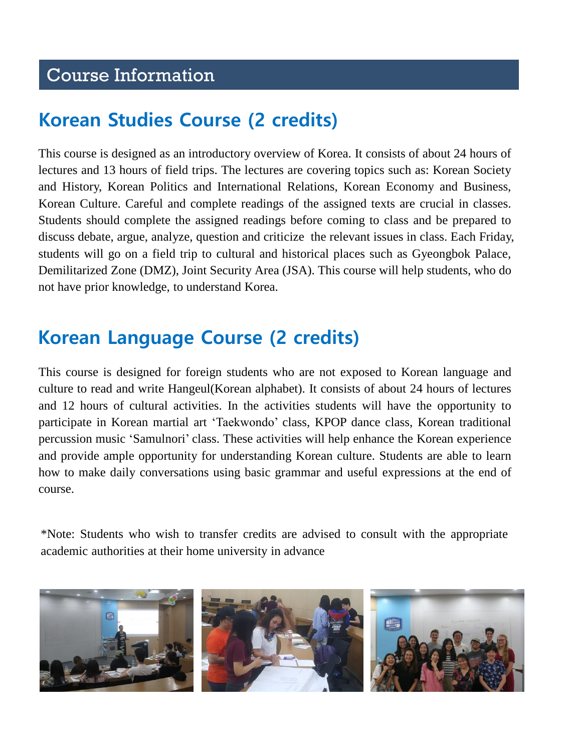# Course Information

## Korean Studies Course (2 credits)

This course is designed as an introductory overview of Korea. It consists of about 24 hours of lectures and 13 hours of field trips. The lectures are covering topics such as: Korean Society and History, Korean Politics and International Relations, Korean Economy and Business, Korean Culture. Careful and complete readings of the assigned texts are crucial in classes. Students should complete the assigned readings before coming to class and be prepared to discuss debate, argue, analyze, question and criticize the relevant issues in class. Each Friday, students will go on a field trip to cultural and historical places such as Gyeongbok Palace, Demilitarized Zone (DMZ), Joint Security Area (JSA). This course will help students, who do not have prior knowledge, to understand Korea.

## Korean Language Course (2 credits)

This course is designed for foreign students who are not exposed to Korean language and culture to read and write Hangeul(Korean alphabet). It consists of about 24 hours of lectures and 12 hours of cultural activities. In the activities students will have the opportunity to participate in Korean martial art 'Taekwondo' class, KPOP dance class, Korean traditional percussion music 'Samulnori' class. These activities will help enhance the Korean experience and provide ample opportunity for understanding Korean culture. Students are able to learn how to make daily conversations using basic grammar and useful expressions at the end of course.

*Note: Students who wish to transfer credits are advised to consult with the appropriate academic authorities at their home university in advance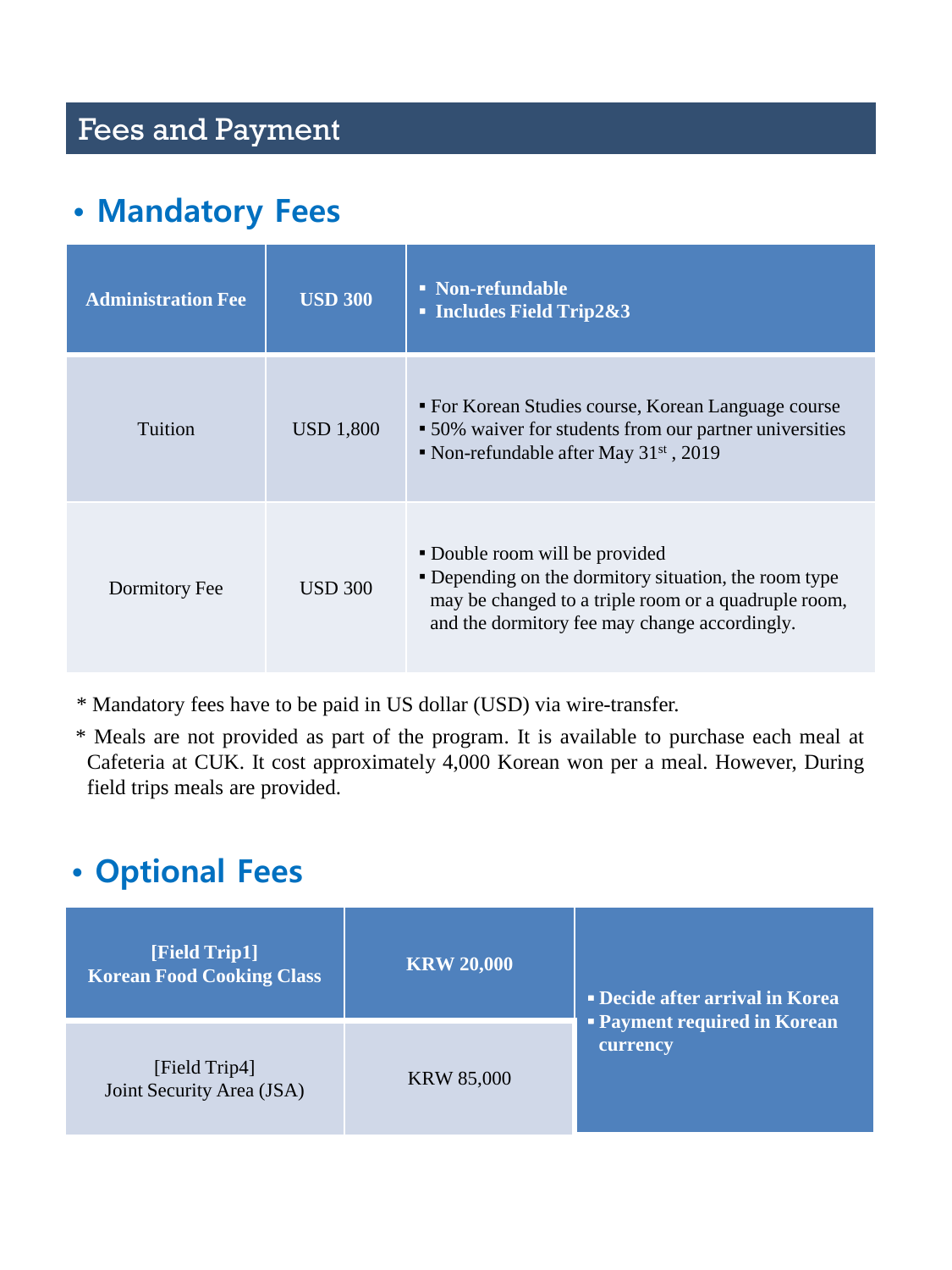# Fees and Payment

## • Mandatory Fees

| Administration Fee | USD 300 | ▪ Non-refundable<br>▪ Includes Field Trip2&3 |
|---|---|---|
| Tuition | USD 1,800 | ▪ For Korean Studies course, Korean Language course<br>▪ 50% waiver for students from our partner universities<br>▪ Non-refundable after May 31st , 2019 |
| Dormitory Fee | USD 300 | ▪ Double room will be provided<br>▪ Depending on the dormitory situation, the room type may be changed to a triple room or a quadruple room, and the dormitory fee may change accordingly. |

* Mandatory fees have to be paid in US dollar (USD) via wire-transfer.

* Meals are not provided as part of the program. It is available to purchase each meal at Cafeteria at CUK. It cost approximately 4,000 Korean won per a meal. However, During field trips meals are provided.

## • Optional Fees

| [Field Trip1]<br>Korean Food Cooking Class | KRW 20,000 | ▪ Decide after arrival in Korea<br>▪ Payment required in Korean currency |
|---|---|---|
| [Field Trip4]<br>Joint Security Area (JSA) | KRW 85,000 | |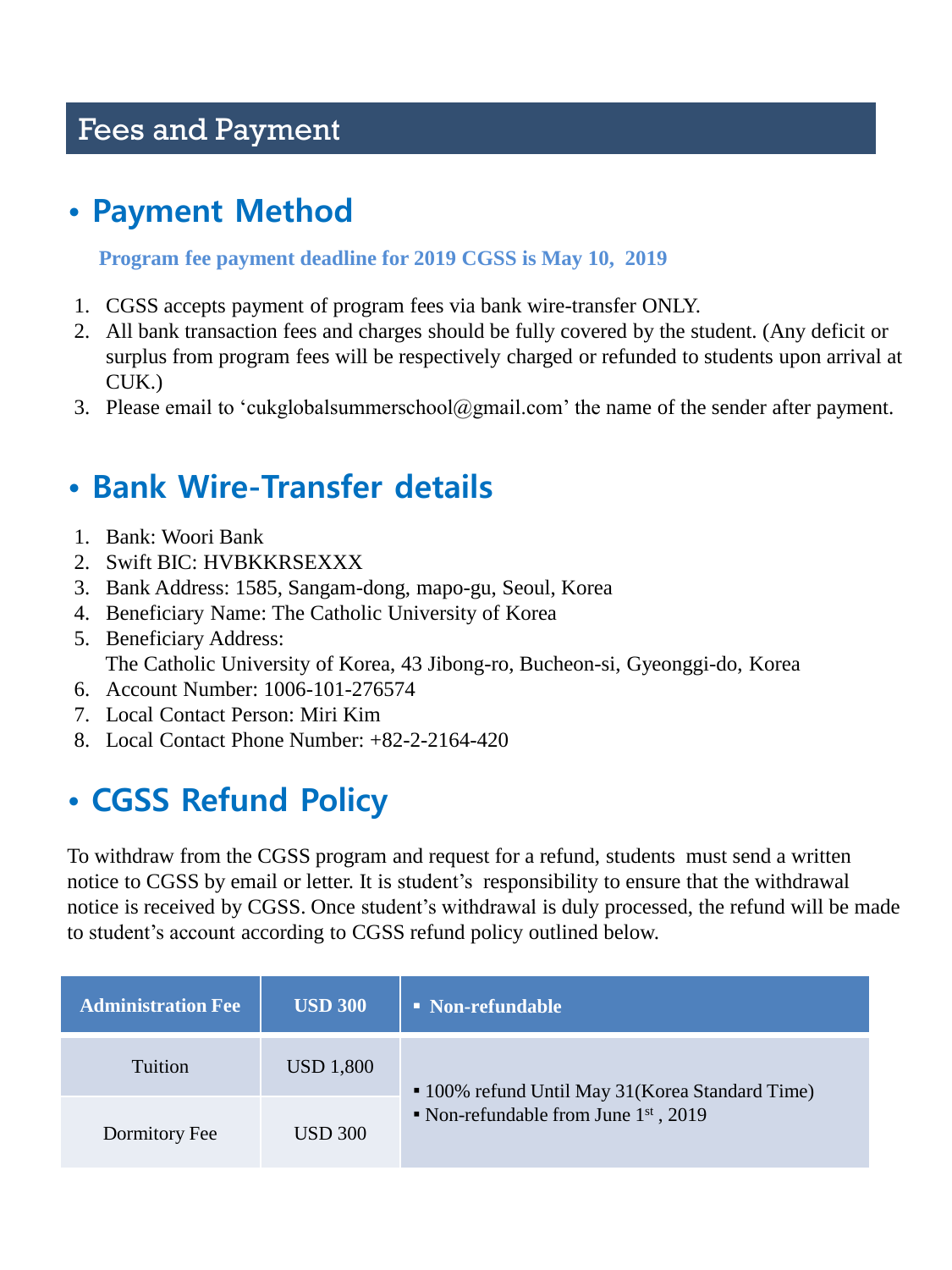# Fees and Payment

## • Payment Method

**Program fee payment deadline for 2019 CGSS is May 10, 2019**

1. CGSS accepts payment of program fees via bank wire-transfer ONLY.
2. All bank transaction fees and charges should be fully covered by the student. (Any deficit or surplus from program fees will be respectively charged or refunded to students upon arrival at CUK.)
3. Please email to 'cukglobalsummerschool@gmail.com' the name of the sender after payment.

## • Bank Wire-Transfer details

1. Bank: Woori Bank
2. Swift BIC: HVBKKRSEXXX
3. Bank Address: 1585, Sangam-dong, mapo-gu, Seoul, Korea
4. Beneficiary Name: The Catholic University of Korea
5. Beneficiary Address:
   The Catholic University of Korea, 43 Jibong-ro, Bucheon-si, Gyeonggi-do, Korea
6. Account Number: 1006-101-276574
7. Local Contact Person: Miri Kim
8. Local Contact Phone Number: +82-2-2164-420

## • CGSS Refund Policy

To withdraw from the CGSS program and request for a refund, students must send a written notice to CGSS by email or letter. It is student's responsibility to ensure that the withdrawal notice is received by CGSS. Once student's withdrawal is duly processed, the refund will be made to student's account according to CGSS refund policy outlined below.

| Administration Fee | USD 300 | ▪ Non-refundable |
| --- | --- | --- |
| Tuition | USD 1,800 | ▪ 100% refund Until May 31(Korea Standard Time)<br>▪ Non-refundable from June 1st, 2019 |
| Dormitory Fee | USD 300 | |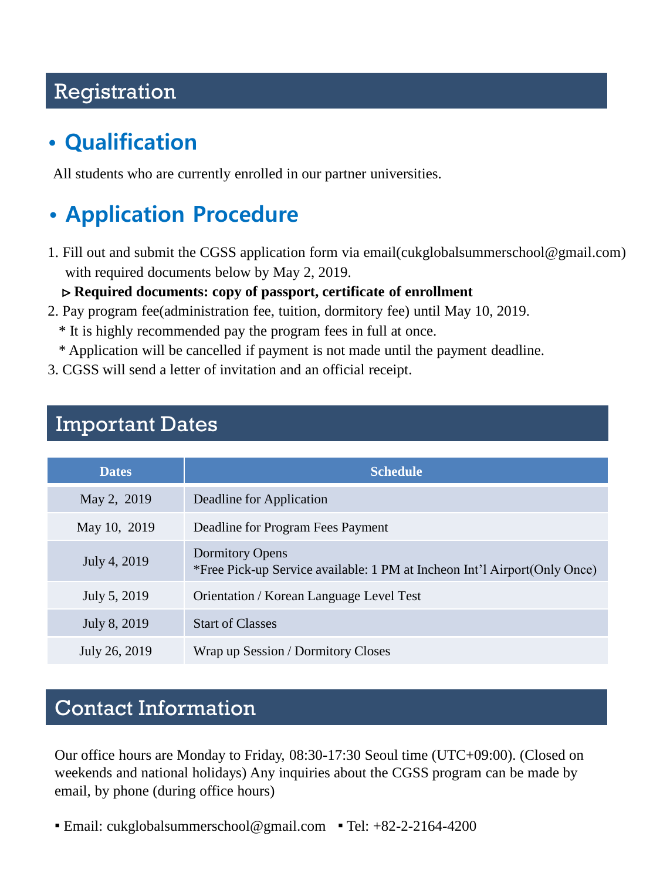## Registration

### • Qualification

All students who are currently enrolled in our partner universities.

### • Application Procedure

1. Fill out and submit the CGSS application form via email(cukglobalsummerschool@gmail.com) with required documents below by May 2, 2019.

   ▹ **Required documents: copy of passport, certificate of enrollment**

2. Pay program fee(administration fee, tuition, dormitory fee) until May 10, 2019.

   * It is highly recommended pay the program fees in full at once.
   * Application will be cancelled if payment is not made until the payment deadline.

3. CGSS will send a letter of invitation and an official receipt.

## Important Dates

| Dates | Schedule |
|---|---|
| May 2, 2019 | Deadline for Application |
| May 10, 2019 | Deadline for Program Fees Payment |
| July 4, 2019 | Dormitory Opens<br>*Free Pick-up Service available: 1 PM at Incheon Int'l Airport(Only Once) |
| July 5, 2019 | Orientation / Korean Language Level Test |
| July 8, 2019 | Start of Classes |
| July 26, 2019 | Wrap up Session / Dormitory Closes |

## Contact Information

Our office hours are Monday to Friday, 08:30-17:30 Seoul time (UTC+09:00). (Closed on weekends and national holidays) Any inquiries about the CGSS program can be made by email, by phone (during office hours)

▪ Email: cukglobalsummerschool@gmail.com ▪ Tel: +82-2-2164-4200